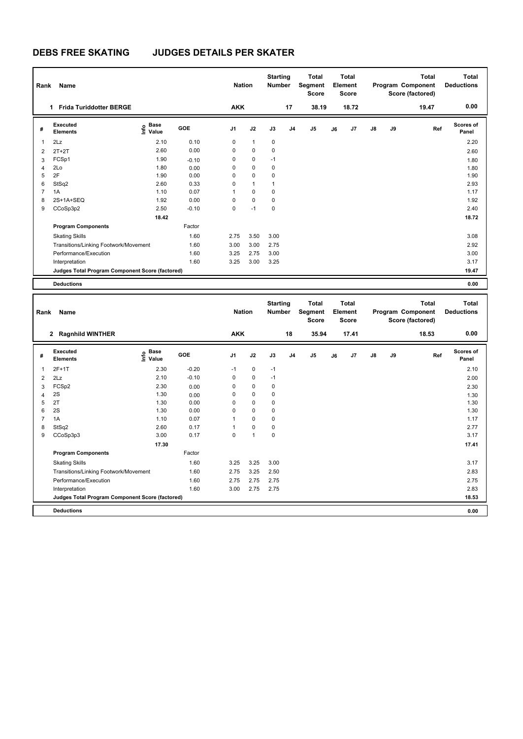# DEBS FREE SKATING JUDGES DETAILS PER SKATER

| Rank | Name | Nation | Starting Number | Total Segment Score | Total Element Score | Total Program Component Score (factored) | Total Deductions |
|---|---|---|---|---|---|---|---|
| 1 | Frida Turiddotter BERGE | AKK | 17 | 38.19 | 18.72 | 19.47 | 0.00 |

| # | Executed Elements | Info | Base Value | GOE | J1 | J2 | J3 | J4 | J5 | J6 | J7 | J8 | J9 | Ref | Scores of Panel |
|---|---|---|---|---|---|---|---|---|---|---|---|---|---|---|---|
| 1 | 2Lz | | 2.10 | 0.10 | 0 | 1 | 0 | | | | | | | | 2.20 |
| 2 | 2T+2T | | 2.60 | 0.00 | 0 | 0 | 0 | | | | | | | | 2.60 |
| 3 | FCSp1 | | 1.90 | -0.10 | 0 | 0 | -1 | | | | | | | | 1.80 |
| 4 | 2Lo | | 1.80 | 0.00 | 0 | 0 | 0 | | | | | | | | 1.80 |
| 5 | 2F | | 1.90 | 0.00 | 0 | 0 | 0 | | | | | | | | 1.90 |
| 6 | StSq2 | | 2.60 | 0.33 | 0 | 1 | 1 | | | | | | | | 2.93 |
| 7 | 1A | | 1.10 | 0.07 | 1 | 0 | 0 | | | | | | | | 1.17 |
| 8 | 2S+1A+SEQ | | 1.92 | 0.00 | 0 | 0 | 0 | | | | | | | | 1.92 |
| 9 | CCoSp3p2 | | 2.50 | -0.10 | 0 | -1 | 0 | | | | | | | | 2.40 |
| | | | 18.42 | | | | | | | | | | | | 18.72 |
| | **Program Components** | | | Factor | | | | | | | | | | | |
| | Skating Skills | | | 1.60 | 2.75 | 3.50 | 3.00 | | | | | | | | 3.08 |
| | Transitions/Linking Footwork/Movement | | | 1.60 | 3.00 | 3.00 | 2.75 | | | | | | | | 2.92 |
| | Performance/Execution | | | 1.60 | 3.25 | 2.75 | 3.00 | | | | | | | | 3.00 |
| | Interpretation | | | 1.60 | 3.25 | 3.00 | 3.25 | | | | | | | | 3.17 |
| | **Judges Total Program Component Score (factored)** | | | | | | | | | | | | | | 19.47 |
| | **Deductions** | | | | | | | | | | | | | | 0.00 |

| Rank | Name | Nation | Starting Number | Total Segment Score | Total Element Score | Total Program Component Score (factored) | Total Deductions |
|---|---|---|---|---|---|---|---|
| 2 | Ragnhild WINTHER | AKK | 18 | 35.94 | 17.41 | 18.53 | 0.00 |

| # | Executed Elements | Info | Base Value | GOE | J1 | J2 | J3 | J4 | J5 | J6 | J7 | J8 | J9 | Ref | Scores of Panel |
|---|---|---|---|---|---|---|---|---|---|---|---|---|---|---|---|
| 1 | 2F+1T | | 2.30 | -0.20 | -1 | 0 | -1 | | | | | | | | 2.10 |
| 2 | 2Lz | | 2.10 | -0.10 | 0 | 0 | -1 | | | | | | | | 2.00 |
| 3 | FCSp2 | | 2.30 | 0.00 | 0 | 0 | 0 | | | | | | | | 2.30 |
| 4 | 2S | | 1.30 | 0.00 | 0 | 0 | 0 | | | | | | | | 1.30 |
| 5 | 2T | | 1.30 | 0.00 | 0 | 0 | 0 | | | | | | | | 1.30 |
| 6 | 2S | | 1.30 | 0.00 | 0 | 0 | 0 | | | | | | | | 1.30 |
| 7 | 1A | | 1.10 | 0.07 | 1 | 0 | 0 | | | | | | | | 1.17 |
| 8 | StSq2 | | 2.60 | 0.17 | 1 | 0 | 0 | | | | | | | | 2.77 |
| 9 | CCoSp3p3 | | 3.00 | 0.17 | 0 | 1 | 0 | | | | | | | | 3.17 |
| | | | 17.30 | | | | | | | | | | | | 17.41 |
| | **Program Components** | | | Factor | | | | | | | | | | | |
| | Skating Skills | | | 1.60 | 3.25 | 3.25 | 3.00 | | | | | | | | 3.17 |
| | Transitions/Linking Footwork/Movement | | | 1.60 | 2.75 | 3.25 | 2.50 | | | | | | | | 2.83 |
| | Performance/Execution | | | 1.60 | 2.75 | 2.75 | 2.75 | | | | | | | | 2.75 |
| | Interpretation | | | 1.60 | 3.00 | 2.75 | 2.75 | | | | | | | | 2.83 |
| | **Judges Total Program Component Score (factored)** | | | | | | | | | | | | | | 18.53 |
| | **Deductions** | | | | | | | | | | | | | | 0.00 |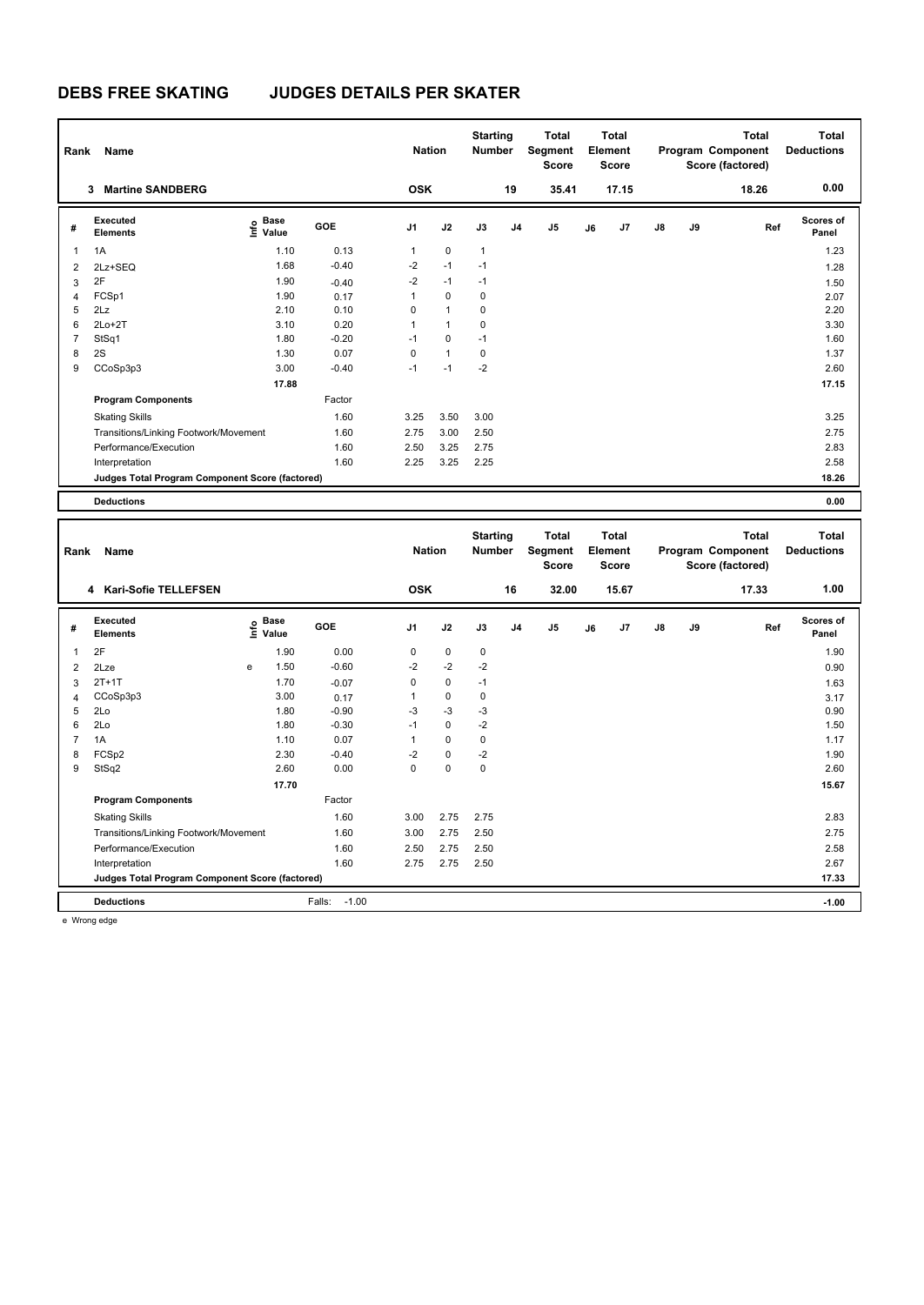# DEBS FREE SKATING JUDGES DETAILS PER SKATER

| Rank | Name | Nation | Starting Number | Total Segment Score | Total Element Score | Total Program Component Score (factored) | Total Deductions |
|---|---|---|---|---|---|---|---|
| 3 | Martine SANDBERG | OSK | 19 | 35.41 | 17.15 | 18.26 | 0.00 |

| # | Executed Elements | Info | Base Value | GOE | J1 | J2 | J3 | J4 | J5 | J6 | J7 | J8 | J9 | Ref | Scores of Panel |
|---|---|---|---|---|---|---|---|---|---|---|---|---|---|---|---|
| 1 | 1A | | 1.10 | 0.13 | 1 | 0 | 1 | | | | | | | | 1.23 |
| 2 | 2Lz+SEQ | | 1.68 | -0.40 | -2 | -1 | -1 | | | | | | | | 1.28 |
| 3 | 2F | | 1.90 | -0.40 | -2 | -1 | -1 | | | | | | | | 1.50 |
| 4 | FCSp1 | | 1.90 | 0.17 | 1 | 0 | 0 | | | | | | | | 2.07 |
| 5 | 2Lz | | 2.10 | 0.10 | 0 | 1 | 0 | | | | | | | | 2.20 |
| 6 | 2Lo+2T | | 3.10 | 0.20 | 1 | 1 | 0 | | | | | | | | 3.30 |
| 7 | StSq1 | | 1.80 | -0.20 | -1 | 0 | -1 | | | | | | | | 1.60 |
| 8 | 2S | | 1.30 | 0.07 | 0 | 1 | 0 | | | | | | | | 1.37 |
| 9 | CCoSp3p3 | | 3.00 | -0.40 | -1 | -1 | -2 | | | | | | | | 2.60 |
| | | | 17.88 | | | | | | | | | | | | 17.15 |
| | **Program Components** | | | Factor | | | | | | | | | | | |
| | Skating Skills | | | 1.60 | 3.25 | 3.50 | 3.00 | | | | | | | | 3.25 |
| | Transitions/Linking Footwork/Movement | | | 1.60 | 2.75 | 3.00 | 2.50 | | | | | | | | 2.75 |
| | Performance/Execution | | | 1.60 | 2.50 | 3.25 | 2.75 | | | | | | | | 2.83 |
| | Interpretation | | | 1.60 | 2.25 | 3.25 | 2.25 | | | | | | | | 2.58 |
| | **Judges Total Program Component Score (factored)** | | | | | | | | | | | | | | 18.26 |
| | **Deductions** | | | | | | | | | | | | | | 0.00 |

| Rank | Name | Nation | Starting Number | Total Segment Score | Total Element Score | Total Program Component Score (factored) | Total Deductions |
|---|---|---|---|---|---|---|---|
| 4 | Kari-Sofie TELLEFSEN | OSK | 16 | 32.00 | 15.67 | 17.33 | 1.00 |

| # | Executed Elements | Info | Base Value | GOE | J1 | J2 | J3 | J4 | J5 | J6 | J7 | J8 | J9 | Ref | Scores of Panel |
|---|---|---|---|---|---|---|---|---|---|---|---|---|---|---|---|
| 1 | 2F | | 1.90 | 0.00 | 0 | 0 | 0 | | | | | | | | 1.90 |
| 2 | 2Lze | e | 1.50 | -0.60 | -2 | -2 | -2 | | | | | | | | 0.90 |
| 3 | 2T+1T | | 1.70 | -0.07 | 0 | 0 | -1 | | | | | | | | 1.63 |
| 4 | CCoSp3p3 | | 3.00 | 0.17 | 1 | 0 | 0 | | | | | | | | 3.17 |
| 5 | 2Lo | | 1.80 | -0.90 | -3 | -3 | -3 | | | | | | | | 0.90 |
| 6 | 2Lo | | 1.80 | -0.30 | -1 | 0 | -2 | | | | | | | | 1.50 |
| 7 | 1A | | 1.10 | 0.07 | 1 | 0 | 0 | | | | | | | | 1.17 |
| 8 | FCSp2 | | 2.30 | -0.40 | -2 | 0 | -2 | | | | | | | | 1.90 |
| 9 | StSq2 | | 2.60 | 0.00 | 0 | 0 | 0 | | | | | | | | 2.60 |
| | | | 17.70 | | | | | | | | | | | | 15.67 |
| | **Program Components** | | | Factor | | | | | | | | | | | |
| | Skating Skills | | | 1.60 | 3.00 | 2.75 | 2.75 | | | | | | | | 2.83 |
| | Transitions/Linking Footwork/Movement | | | 1.60 | 3.00 | 2.75 | 2.50 | | | | | | | | 2.75 |
| | Performance/Execution | | | 1.60 | 2.50 | 2.75 | 2.50 | | | | | | | | 2.58 |
| | Interpretation | | | 1.60 | 2.75 | 2.75 | 2.50 | | | | | | | | 2.67 |
| | **Judges Total Program Component Score (factored)** | | | | | | | | | | | | | | 17.33 |
| | **Deductions** | | | Falls: -1.00 | | | | | | | | | | | -1.00 |

e Wrong edge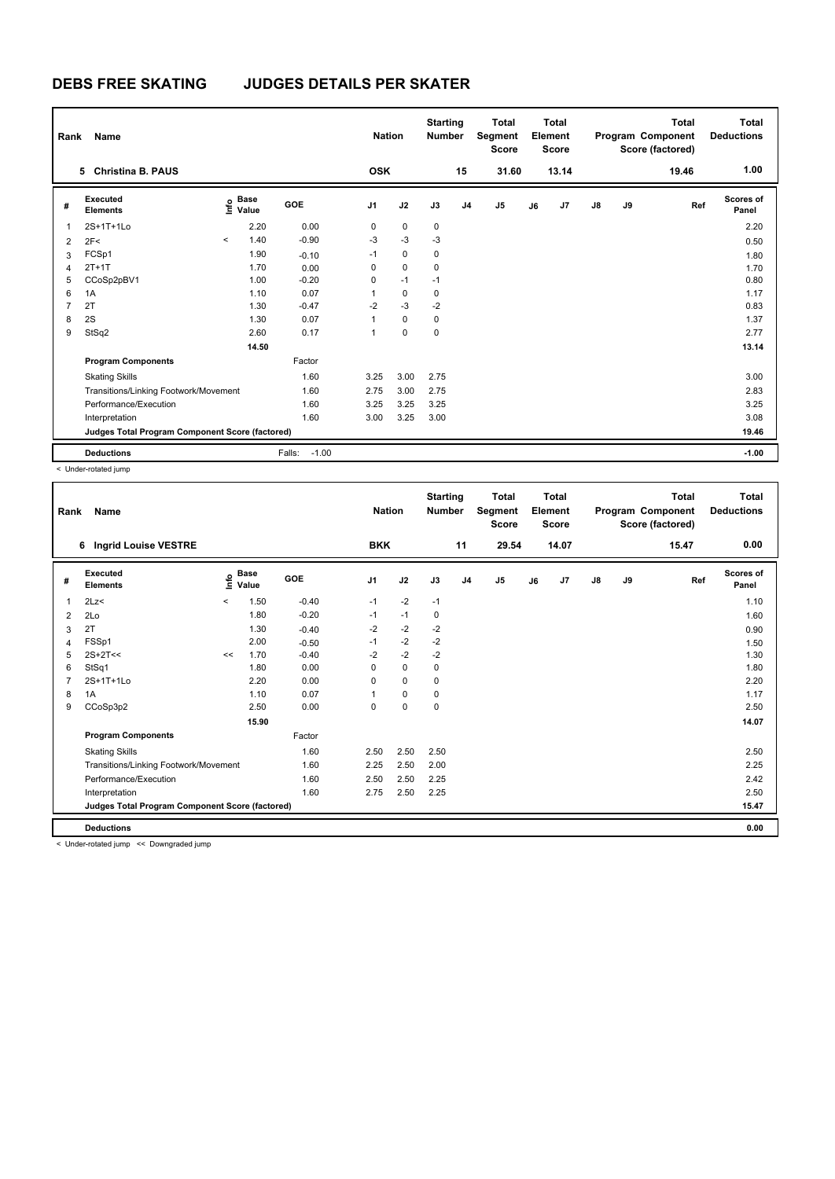## DEBS FREE SKATING JUDGES DETAILS PER SKATER

| Rank | Name | Nation | Starting Number | Total Segment Score | Total Element Score | Total Program Component Score (factored) | Total Deductions |
|---|---|---|---|---|---|---|---|
| 5 | Christina B. PAUS | OSK | 15 | 31.60 | 13.14 | 19.46 | 1.00 |

| # | Executed Elements | Info | Base Value | GOE | J1 | J2 | J3 | J4 | J5 | J6 | J7 | J8 | J9 | Ref | Scores of Panel |
|---|---|---|---|---|---|---|---|---|---|---|---|---|---|---|---|
| 1 | 2S+1T+1Lo | | 2.20 | 0.00 | 0 | 0 | 0 | | | | | | | | 2.20 |
| 2 | 2F< | < | 1.40 | -0.90 | -3 | -3 | -3 | | | | | | | | 0.50 |
| 3 | FCSp1 | | 1.90 | -0.10 | -1 | 0 | 0 | | | | | | | | 1.80 |
| 4 | 2T+1T | | 1.70 | 0.00 | 0 | 0 | 0 | | | | | | | | 1.70 |
| 5 | CCoSp2pBV1 | | 1.00 | -0.20 | 0 | -1 | -1 | | | | | | | | 0.80 |
| 6 | 1A | | 1.10 | 0.07 | 1 | 0 | 0 | | | | | | | | 1.17 |
| 7 | 2T | | 1.30 | -0.47 | -2 | -3 | -2 | | | | | | | | 0.83 |
| 8 | 2S | | 1.30 | 0.07 | 1 | 0 | 0 | | | | | | | | 1.37 |
| 9 | StSq2 | | 2.60 | 0.17 | 1 | 0 | 0 | | | | | | | | 2.77 |
| | | | 14.50 | | | | | | | | | | | | 13.14 |
| | **Program Components** | | | Factor | | | | | | | | | | | |
| | Skating Skills | | | 1.60 | 3.25 | 3.00 | 2.75 | | | | | | | | 3.00 |
| | Transitions/Linking Footwork/Movement | | | 1.60 | 2.75 | 3.00 | 2.75 | | | | | | | | 2.83 |
| | Performance/Execution | | | 1.60 | 3.25 | 3.25 | 3.25 | | | | | | | | 3.25 |
| | Interpretation | | | 1.60 | 3.00 | 3.25 | 3.00 | | | | | | | | 3.08 |
| | **Judges Total Program Component Score (factored)** | | | | | | | | | | | | | | 19.46 |
| | **Deductions** | | | Falls: -1.00 | | | | | | | | | | | -1.00 |

< Under-rotated jump

| Rank | Name | Nation | Starting Number | Total Segment Score | Total Element Score | Total Program Component Score (factored) | Total Deductions |
|---|---|---|---|---|---|---|---|
| 6 | Ingrid Louise VESTRE | BKK | 11 | 29.54 | 14.07 | 15.47 | 0.00 |

| # | Executed Elements | Info | Base Value | GOE | J1 | J2 | J3 | J4 | J5 | J6 | J7 | J8 | J9 | Ref | Scores of Panel |
|---|---|---|---|---|---|---|---|---|---|---|---|---|---|---|---|
| 1 | 2Lz< | < | 1.50 | -0.40 | -1 | -2 | -1 | | | | | | | | 1.10 |
| 2 | 2Lo | | 1.80 | -0.20 | -1 | -1 | 0 | | | | | | | | 1.60 |
| 3 | 2T | | 1.30 | -0.40 | -2 | -2 | -2 | | | | | | | | 0.90 |
| 4 | FSSp1 | | 2.00 | -0.50 | -1 | -2 | -2 | | | | | | | | 1.50 |
| 5 | 2S+2T<< | << | 1.70 | -0.40 | -2 | -2 | -2 | | | | | | | | 1.30 |
| 6 | StSq1 | | 1.80 | 0.00 | 0 | 0 | 0 | | | | | | | | 1.80 |
| 7 | 2S+1T+1Lo | | 2.20 | 0.00 | 0 | 0 | 0 | | | | | | | | 2.20 |
| 8 | 1A | | 1.10 | 0.07 | 1 | 0 | 0 | | | | | | | | 1.17 |
| 9 | CCoSp3p2 | | 2.50 | 0.00 | 0 | 0 | 0 | | | | | | | | 2.50 |
| | | | 15.90 | | | | | | | | | | | | 14.07 |
| | **Program Components** | | | Factor | | | | | | | | | | | |
| | Skating Skills | | | 1.60 | 2.50 | 2.50 | 2.50 | | | | | | | | 2.50 |
| | Transitions/Linking Footwork/Movement | | | 1.60 | 2.25 | 2.50 | 2.00 | | | | | | | | 2.25 |
| | Performance/Execution | | | 1.60 | 2.50 | 2.50 | 2.25 | | | | | | | | 2.42 |
| | Interpretation | | | 1.60 | 2.75 | 2.50 | 2.25 | | | | | | | | 2.50 |
| | **Judges Total Program Component Score (factored)** | | | | | | | | | | | | | | 15.47 |
| | **Deductions** | | | | | | | | | | | | | | 0.00 |

< Under-rotated jump << Downgraded jump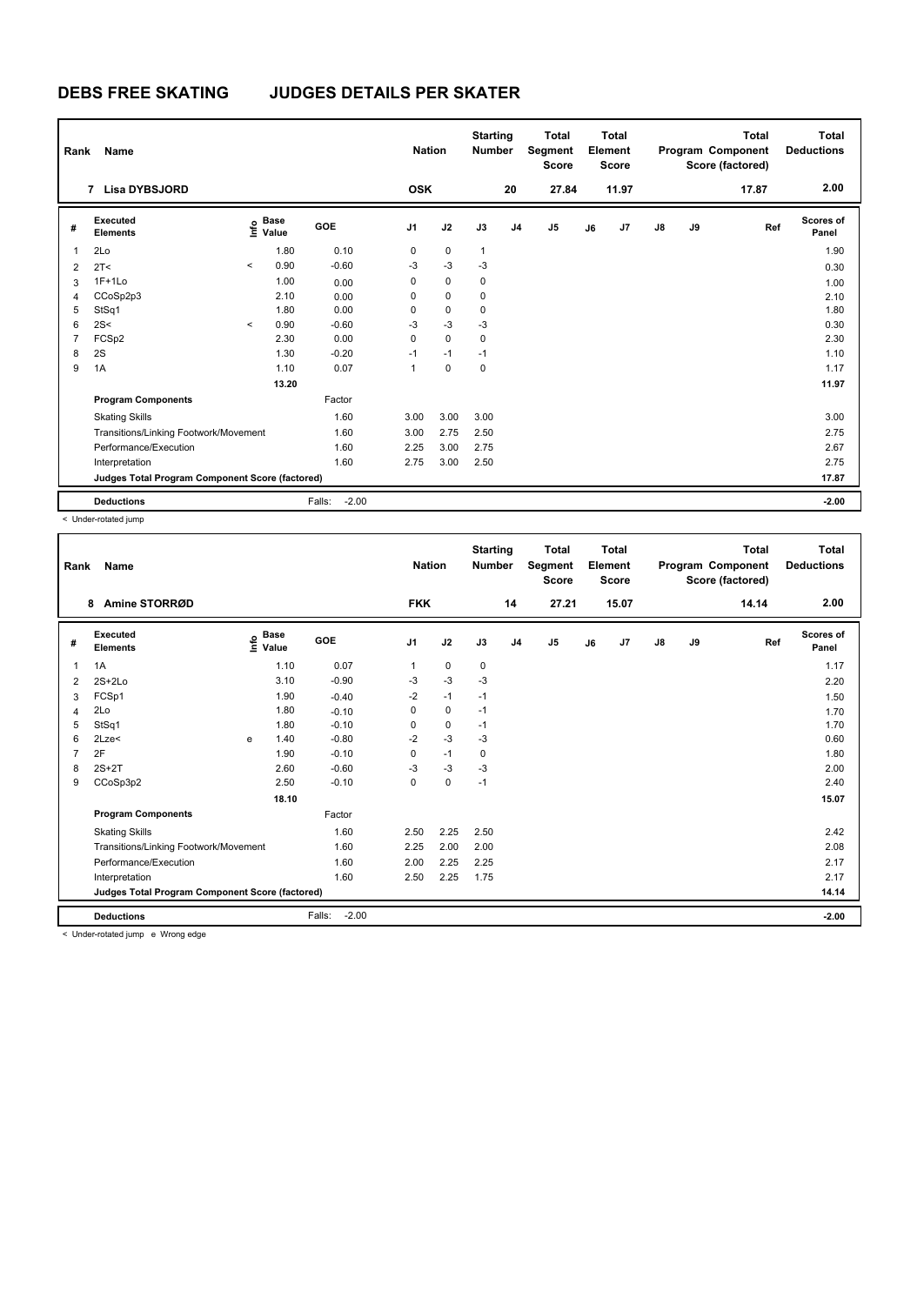# DEBS FREE SKATING JUDGES DETAILS PER SKATER

| Rank | Name | Nation | Starting Number | Total Segment Score | Total Element Score | Total Program Component Score (factored) | Total Deductions |
|---|---|---|---|---|---|---|---|
| 7 | Lisa DYBSJORD | OSK | 20 | 27.84 | 11.97 | 17.87 | 2.00 |

| # | Executed Elements | Info | Base Value | GOE | J1 | J2 | J3 | J4 | J5 | J6 | J7 | J8 | J9 | Ref | Scores of Panel |
|---|---|---|---|---|---|---|---|---|---|---|---|---|---|---|---|
| 1 | 2Lo | | 1.80 | 0.10 | 0 | 0 | 1 | | | | | | | | 1.90 |
| 2 | 2T< | < | 0.90 | -0.60 | -3 | -3 | -3 | | | | | | | | 0.30 |
| 3 | 1F+1Lo | | 1.00 | 0.00 | 0 | 0 | 0 | | | | | | | | 1.00 |
| 4 | CCoSp2p3 | | 2.10 | 0.00 | 0 | 0 | 0 | | | | | | | | 2.10 |
| 5 | StSq1 | | 1.80 | 0.00 | 0 | 0 | 0 | | | | | | | | 1.80 |
| 6 | 2S< | < | 0.90 | -0.60 | -3 | -3 | -3 | | | | | | | | 0.30 |
| 7 | FCSp2 | | 2.30 | 0.00 | 0 | 0 | 0 | | | | | | | | 2.30 |
| 8 | 2S | | 1.30 | -0.20 | -1 | -1 | -1 | | | | | | | | 1.10 |
| 9 | 1A | | 1.10 | 0.07 | 1 | 0 | 0 | | | | | | | | 1.17 |
| | | | 13.20 | | | | | | | | | | | | 11.97 |
| | **Program Components** | | | Factor | | | | | | | | | | | |
| | Skating Skills | | | 1.60 | 3.00 | 3.00 | 3.00 | | | | | | | | 3.00 |
| | Transitions/Linking Footwork/Movement | | | 1.60 | 3.00 | 2.75 | 2.50 | | | | | | | | 2.75 |
| | Performance/Execution | | | 1.60 | 2.25 | 3.00 | 2.75 | | | | | | | | 2.67 |
| | Interpretation | | | 1.60 | 2.75 | 3.00 | 2.50 | | | | | | | | 2.75 |
| | **Judges Total Program Component Score (factored)** | | | | | | | | | | | | | | 17.87 |
| | **Deductions** | | | Falls: -2.00 | | | | | | | | | | | -2.00 |

< Under-rotated jump

| Rank | Name | Nation | Starting Number | Total Segment Score | Total Element Score | Total Program Component Score (factored) | Total Deductions |
|---|---|---|---|---|---|---|---|
| 8 | Amine STORRØD | FKK | 14 | 27.21 | 15.07 | 14.14 | 2.00 |

| # | Executed Elements | Info | Base Value | GOE | J1 | J2 | J3 | J4 | J5 | J6 | J7 | J8 | J9 | Ref | Scores of Panel |
|---|---|---|---|---|---|---|---|---|---|---|---|---|---|---|---|
| 1 | 1A | | 1.10 | 0.07 | 1 | 0 | 0 | | | | | | | | 1.17 |
| 2 | 2S+2Lo | | 3.10 | -0.90 | -3 | -3 | -3 | | | | | | | | 2.20 |
| 3 | FCSp1 | | 1.90 | -0.40 | -2 | -1 | -1 | | | | | | | | 1.50 |
| 4 | 2Lo | | 1.80 | -0.10 | 0 | 0 | -1 | | | | | | | | 1.70 |
| 5 | StSq1 | | 1.80 | -0.10 | 0 | 0 | -1 | | | | | | | | 1.70 |
| 6 | 2Lze< | e | 1.40 | -0.80 | -2 | -3 | -3 | | | | | | | | 0.60 |
| 7 | 2F | | 1.90 | -0.10 | 0 | -1 | 0 | | | | | | | | 1.80 |
| 8 | 2S+2T | | 2.60 | -0.60 | -3 | -3 | -3 | | | | | | | | 2.00 |
| 9 | CCoSp3p2 | | 2.50 | -0.10 | 0 | 0 | -1 | | | | | | | | 2.40 |
| | | | 18.10 | | | | | | | | | | | | 15.07 |
| | **Program Components** | | | Factor | | | | | | | | | | | |
| | Skating Skills | | | 1.60 | 2.50 | 2.25 | 2.50 | | | | | | | | 2.42 |
| | Transitions/Linking Footwork/Movement | | | 1.60 | 2.25 | 2.00 | 2.00 | | | | | | | | 2.08 |
| | Performance/Execution | | | 1.60 | 2.00 | 2.25 | 2.25 | | | | | | | | 2.17 |
| | Interpretation | | | 1.60 | 2.50 | 2.25 | 1.75 | | | | | | | | 2.17 |
| | **Judges Total Program Component Score (factored)** | | | | | | | | | | | | | | 14.14 |
| | **Deductions** | | | Falls: -2.00 | | | | | | | | | | | -2.00 |

< Under-rotated jump e Wrong edge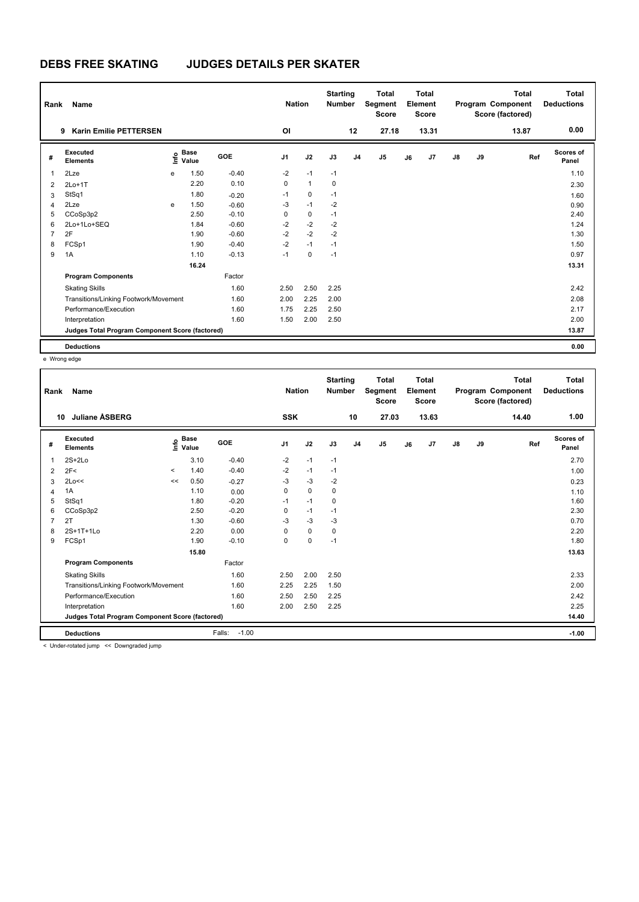# DEBS FREE SKATING JUDGES DETAILS PER SKATER

| Rank | Name | Nation | Starting Number | Total Segment Score | Total Element Score | Total Program Component Score (factored) | Total Deductions |
|---|---|---|---|---|---|---|---|
| 9 | Karin Emilie PETTERSEN | OI | 12 | 27.18 | 13.31 | 13.87 | 0.00 |

| # | Executed Elements | Info | Base Value | GOE | J1 | J2 | J3 | J4 | J5 | J6 | J7 | J8 | J9 | Ref | Scores of Panel |
|---|---|---|---|---|---|---|---|---|---|---|---|---|---|---|---|
| 1 | 2Lze | e | 1.50 | -0.40 | -2 | -1 | -1 | | | | | | | | 1.10 |
| 2 | 2Lo+1T | | 2.20 | 0.10 | 0 | 1 | 0 | | | | | | | | 2.30 |
| 3 | StSq1 | | 1.80 | -0.20 | -1 | 0 | -1 | | | | | | | | 1.60 |
| 4 | 2Lze | e | 1.50 | -0.60 | -3 | -1 | -2 | | | | | | | | 0.90 |
| 5 | CCoSp3p2 | | 2.50 | -0.10 | 0 | 0 | -1 | | | | | | | | 2.40 |
| 6 | 2Lo+1Lo+SEQ | | 1.84 | -0.60 | -2 | -2 | -2 | | | | | | | | 1.24 |
| 7 | 2F | | 1.90 | -0.60 | -2 | -2 | -2 | | | | | | | | 1.30 |
| 8 | FCSp1 | | 1.90 | -0.40 | -2 | -1 | -1 | | | | | | | | 1.50 |
| 9 | 1A | | 1.10 | -0.13 | -1 | 0 | -1 | | | | | | | | 0.97 |
| | | | 16.24 | | | | | | | | | | | | 13.31 |
| | **Program Components** | | | Factor | | | | | | | | | | | |
| | Skating Skills | | | 1.60 | 2.50 | 2.50 | 2.25 | | | | | | | | 2.42 |
| | Transitions/Linking Footwork/Movement | | | 1.60 | 2.00 | 2.25 | 2.00 | | | | | | | | 2.08 |
| | Performance/Execution | | | 1.60 | 1.75 | 2.25 | 2.50 | | | | | | | | 2.17 |
| | Interpretation | | | 1.60 | 1.50 | 2.00 | 2.50 | | | | | | | | 2.00 |
| | Judges Total Program Component Score (factored) | | | | | | | | | | | | | | 13.87 |
| | **Deductions** | | | | | | | | | | | | | | 0.00 |

e Wrong edge

| Rank | Name | Nation | Starting Number | Total Segment Score | Total Element Score | Total Program Component Score (factored) | Total Deductions |
|---|---|---|---|---|---|---|---|
| 10 | Juliane ÅSBERG | SSK | 10 | 27.03 | 13.63 | 14.40 | 1.00 |

| # | Executed Elements | Info | Base Value | GOE | J1 | J2 | J3 | J4 | J5 | J6 | J7 | J8 | J9 | Ref | Scores of Panel |
|---|---|---|---|---|---|---|---|---|---|---|---|---|---|---|---|
| 1 | 2S+2Lo | | 3.10 | -0.40 | -2 | -1 | -1 | | | | | | | | 2.70 |
| 2 | 2F< | < | 1.40 | -0.40 | -2 | -1 | -1 | | | | | | | | 1.00 |
| 3 | 2Lo<< | << | 0.50 | -0.27 | -3 | -3 | -2 | | | | | | | | 0.23 |
| 4 | 1A | | 1.10 | 0.00 | 0 | 0 | 0 | | | | | | | | 1.10 |
| 5 | StSq1 | | 1.80 | -0.20 | -1 | -1 | 0 | | | | | | | | 1.60 |
| 6 | CCoSp3p2 | | 2.50 | -0.20 | 0 | -1 | -1 | | | | | | | | 2.30 |
| 7 | 2T | | 1.30 | -0.60 | -3 | -3 | -3 | | | | | | | | 0.70 |
| 8 | 2S+1T+1Lo | | 2.20 | 0.00 | 0 | 0 | 0 | | | | | | | | 2.20 |
| 9 | FCSp1 | | 1.90 | -0.10 | 0 | 0 | -1 | | | | | | | | 1.80 |
| | | | 15.80 | | | | | | | | | | | | 13.63 |
| | **Program Components** | | | Factor | | | | | | | | | | | |
| | Skating Skills | | | 1.60 | 2.50 | 2.00 | 2.50 | | | | | | | | 2.33 |
| | Transitions/Linking Footwork/Movement | | | 1.60 | 2.25 | 2.25 | 1.50 | | | | | | | | 2.00 |
| | Performance/Execution | | | 1.60 | 2.50 | 2.50 | 2.25 | | | | | | | | 2.42 |
| | Interpretation | | | 1.60 | 2.00 | 2.50 | 2.25 | | | | | | | | 2.25 |
| | Judges Total Program Component Score (factored) | | | | | | | | | | | | | | 14.40 |
| | **Deductions** | | | Falls: -1.00 | | | | | | | | | | | -1.00 |

< Under-rotated jump << Downgraded jump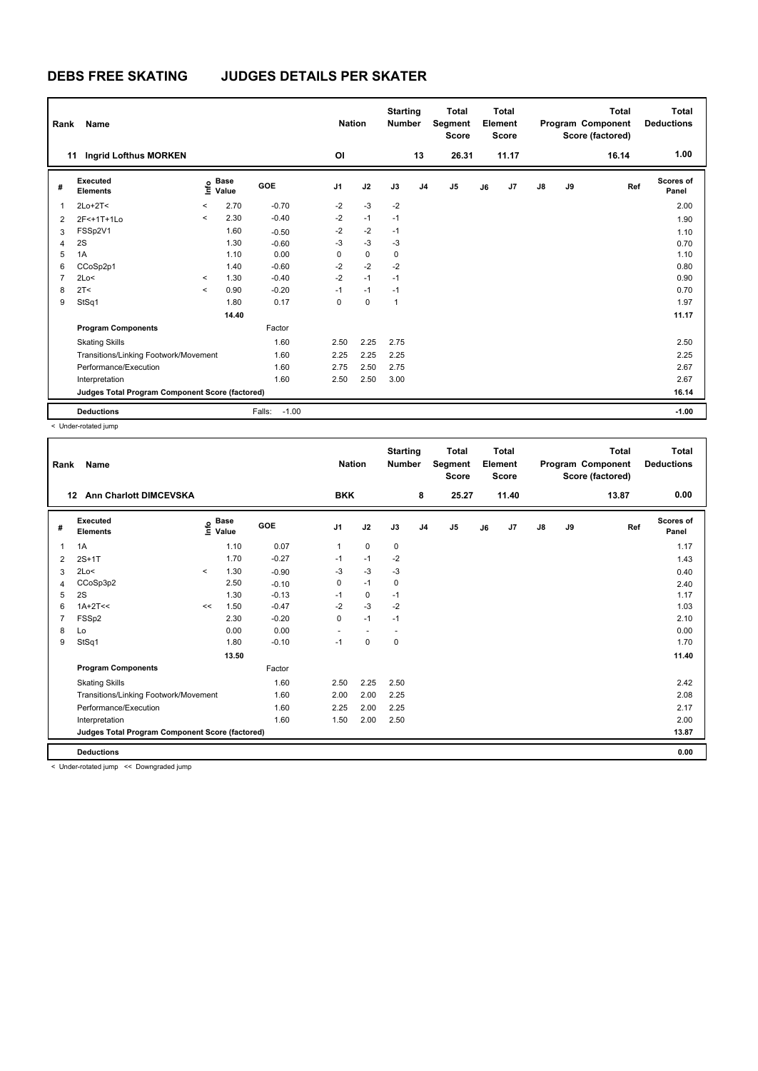# DEBS FREE SKATING JUDGES DETAILS PER SKATER

| Rank | Name | Nation | Starting Number | Total Segment Score | Total Element Score | Total Program Component Score (factored) | Total Deductions |
|---|---|---|---|---|---|---|---|
| 11 | Ingrid Lofthus MORKEN | Ol | 13 | 26.31 | 11.17 | 16.14 | 1.00 |

| # | Executed Elements | Info | Base Value | GOE | J1 | J2 | J3 | J4 | J5 | J6 | J7 | J8 | J9 | Ref | Scores of Panel |
|---|---|---|---|---|---|---|---|---|---|---|---|---|---|---|---|
| 1 | 2Lo+2T< | < | 2.70 | -0.70 | -2 | -3 | -2 | | | | | | | | 2.00 |
| 2 | 2F<+1T+1Lo | < | 2.30 | -0.40 | -2 | -1 | -1 | | | | | | | | 1.90 |
| 3 | FSSp2V1 | | 1.60 | -0.50 | -2 | -2 | -1 | | | | | | | | 1.10 |
| 4 | 2S | | 1.30 | -0.60 | -3 | -3 | -3 | | | | | | | | 0.70 |
| 5 | 1A | | 1.10 | 0.00 | 0 | 0 | 0 | | | | | | | | 1.10 |
| 6 | CCoSp2p1 | | 1.40 | -0.60 | -2 | -2 | -2 | | | | | | | | 0.80 |
| 7 | 2Lo< | < | 1.30 | -0.40 | -2 | -1 | -1 | | | | | | | | 0.90 |
| 8 | 2T< | < | 0.90 | -0.20 | -1 | -1 | -1 | | | | | | | | 0.70 |
| 9 | StSq1 | | 1.80 | 0.17 | 0 | 0 | 1 | | | | | | | | 1.97 |
| | | | 14.40 | | | | | | | | | | | | 11.17 |
| | **Program Components** | | | Factor | | | | | | | | | | | |
| | Skating Skills | | | 1.60 | 2.50 | 2.25 | 2.75 | | | | | | | | 2.50 |
| | Transitions/Linking Footwork/Movement | | | 1.60 | 2.25 | 2.25 | 2.25 | | | | | | | | 2.25 |
| | Performance/Execution | | | 1.60 | 2.75 | 2.50 | 2.75 | | | | | | | | 2.67 |
| | Interpretation | | | 1.60 | 2.50 | 2.50 | 3.00 | | | | | | | | 2.67 |
| | **Judges Total Program Component Score (factored)** | | | | | | | | | | | | | | 16.14 |
| | **Deductions** | | | Falls: -1.00 | | | | | | | | | | | -1.00 |

< Under-rotated jump

| Rank | Name | Nation | Starting Number | Total Segment Score | Total Element Score | Total Program Component Score (factored) | Total Deductions |
|---|---|---|---|---|---|---|---|
| 12 | Ann Charlott DIMCEVSKA | BKK | 8 | 25.27 | 11.40 | 13.87 | 0.00 |

| # | Executed Elements | Info | Base Value | GOE | J1 | J2 | J3 | J4 | J5 | J6 | J7 | J8 | J9 | Ref | Scores of Panel |
|---|---|---|---|---|---|---|---|---|---|---|---|---|---|---|---|
| 1 | 1A | | 1.10 | 0.07 | 1 | 0 | 0 | | | | | | | | 1.17 |
| 2 | 2S+1T | | 1.70 | -0.27 | -1 | -1 | -2 | | | | | | | | 1.43 |
| 3 | 2Lo< | < | 1.30 | -0.90 | -3 | -3 | -3 | | | | | | | | 0.40 |
| 4 | CCoSp3p2 | | 2.50 | -0.10 | 0 | -1 | 0 | | | | | | | | 2.40 |
| 5 | 2S | | 1.30 | -0.13 | -1 | 0 | -1 | | | | | | | | 1.17 |
| 6 | 1A+2T<< | << | 1.50 | -0.47 | -2 | -3 | -2 | | | | | | | | 1.03 |
| 7 | FSSp2 | | 2.30 | -0.20 | 0 | -1 | -1 | | | | | | | | 2.10 |
| 8 | Lo | | 0.00 | 0.00 | - | - | - | | | | | | | | 0.00 |
| 9 | StSq1 | | 1.80 | -0.10 | -1 | 0 | 0 | | | | | | | | 1.70 |
| | | | 13.50 | | | | | | | | | | | | 11.40 |
| | **Program Components** | | | Factor | | | | | | | | | | | |
| | Skating Skills | | | 1.60 | 2.50 | 2.25 | 2.50 | | | | | | | | 2.42 |
| | Transitions/Linking Footwork/Movement | | | 1.60 | 2.00 | 2.00 | 2.25 | | | | | | | | 2.08 |
| | Performance/Execution | | | 1.60 | 2.25 | 2.00 | 2.25 | | | | | | | | 2.17 |
| | Interpretation | | | 1.60 | 1.50 | 2.00 | 2.50 | | | | | | | | 2.00 |
| | **Judges Total Program Component Score (factored)** | | | | | | | | | | | | | | 13.87 |
| | **Deductions** | | | | | | | | | | | | | | 0.00 |

< Under-rotated jump << Downgraded jump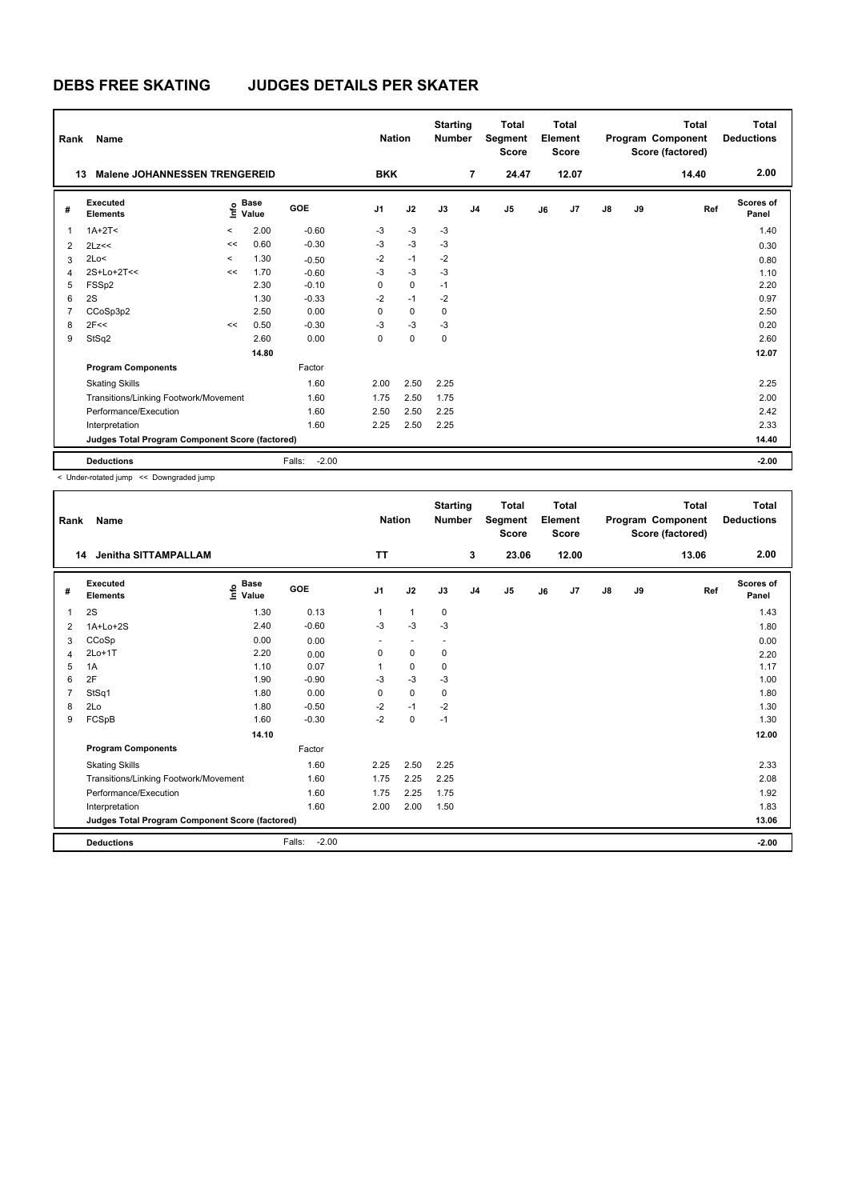# DEBS FREE SKATING JUDGES DETAILS PER SKATER

| Rank | Name | Nation | Starting Number | Total Segment Score | Total Element Score | Total Program Component Score (factored) | Total Deductions |
|---|---|---|---|---|---|---|---|
| 13 | Malene JOHANNESSEN TRENGEREID | BKK | 7 | 24.47 | 12.07 | 14.40 | 2.00 |

| # | Executed Elements | Info | Base Value | GOE | J1 | J2 | J3 | J4 | J5 | J6 | J7 | J8 | J9 | Ref | Scores of Panel |
|---|---|---|---|---|---|---|---|---|---|---|---|---|---|---|---|
| 1 | 1A+2T< | < | 2.00 | -0.60 | -3 | -3 | -3 | | | | | | | | 1.40 |
| 2 | 2Lz<< | << | 0.60 | -0.30 | -3 | -3 | -3 | | | | | | | | 0.30 |
| 3 | 2Lo< | < | 1.30 | -0.50 | -2 | -1 | -2 | | | | | | | | 0.80 |
| 4 | 2S+Lo+2T<< | << | 1.70 | -0.60 | -3 | -3 | -3 | | | | | | | | 1.10 |
| 5 | FSSp2 | | 2.30 | -0.10 | 0 | 0 | -1 | | | | | | | | 2.20 |
| 6 | 2S | | 1.30 | -0.33 | -2 | -1 | -2 | | | | | | | | 0.97 |
| 7 | CCoSp3p2 | | 2.50 | 0.00 | 0 | 0 | 0 | | | | | | | | 2.50 |
| 8 | 2F<< | << | 0.50 | -0.30 | -3 | -3 | -3 | | | | | | | | 0.20 |
| 9 | StSq2 | | 2.60 | 0.00 | 0 | 0 | 0 | | | | | | | | 2.60 |
| | | | 14.80 | | | | | | | | | | | | 12.07 |
| | **Program Components** | | | Factor | | | | | | | | | | | |
| | Skating Skills | | | 1.60 | 2.00 | 2.50 | 2.25 | | | | | | | | 2.25 |
| | Transitions/Linking Footwork/Movement | | | 1.60 | 1.75 | 2.50 | 1.75 | | | | | | | | 2.00 |
| | Performance/Execution | | | 1.60 | 2.50 | 2.50 | 2.25 | | | | | | | | 2.42 |
| | Interpretation | | | 1.60 | 2.25 | 2.50 | 2.25 | | | | | | | | 2.33 |
| | **Judges Total Program Component Score (factored)** | | | | | | | | | | | | | | 14.40 |
| | **Deductions** | | | Falls: -2.00 | | | | | | | | | | | -2.00 |

< Under-rotated jump << Downgraded jump

| Rank | Name | Nation | Starting Number | Total Segment Score | Total Element Score | Total Program Component Score (factored) | Total Deductions |
|---|---|---|---|---|---|---|---|
| 14 | Jenitha SITTAMPALLAM | TT | 3 | 23.06 | 12.00 | 13.06 | 2.00 |

| # | Executed Elements | Info | Base Value | GOE | J1 | J2 | J3 | J4 | J5 | J6 | J7 | J8 | J9 | Ref | Scores of Panel |
|---|---|---|---|---|---|---|---|---|---|---|---|---|---|---|---|
| 1 | 2S | | 1.30 | 0.13 | 1 | 1 | 0 | | | | | | | | 1.43 |
| 2 | 1A+Lo+2S | | 2.40 | -0.60 | -3 | -3 | -3 | | | | | | | | 1.80 |
| 3 | CCoSp | | 0.00 | 0.00 | - | - | - | | | | | | | | 0.00 |
| 4 | 2Lo+1T | | 2.20 | 0.00 | 0 | 0 | 0 | | | | | | | | 2.20 |
| 5 | 1A | | 1.10 | 0.07 | 1 | 0 | 0 | | | | | | | | 1.17 |
| 6 | 2F | | 1.90 | -0.90 | -3 | -3 | -3 | | | | | | | | 1.00 |
| 7 | StSq1 | | 1.80 | 0.00 | 0 | 0 | 0 | | | | | | | | 1.80 |
| 8 | 2Lo | | 1.80 | -0.50 | -2 | -1 | -2 | | | | | | | | 1.30 |
| 9 | FCSpB | | 1.60 | -0.30 | -2 | 0 | -1 | | | | | | | | 1.30 |
| | | | 14.10 | | | | | | | | | | | | 12.00 |
| | **Program Components** | | | Factor | | | | | | | | | | | |
| | Skating Skills | | | 1.60 | 2.25 | 2.50 | 2.25 | | | | | | | | 2.33 |
| | Transitions/Linking Footwork/Movement | | | 1.60 | 1.75 | 2.25 | 2.25 | | | | | | | | 2.08 |
| | Performance/Execution | | | 1.60 | 1.75 | 2.25 | 1.75 | | | | | | | | 1.92 |
| | Interpretation | | | 1.60 | 2.00 | 2.00 | 1.50 | | | | | | | | 1.83 |
| | **Judges Total Program Component Score (factored)** | | | | | | | | | | | | | | 13.06 |
| | **Deductions** | | | Falls: -2.00 | | | | | | | | | | | -2.00 |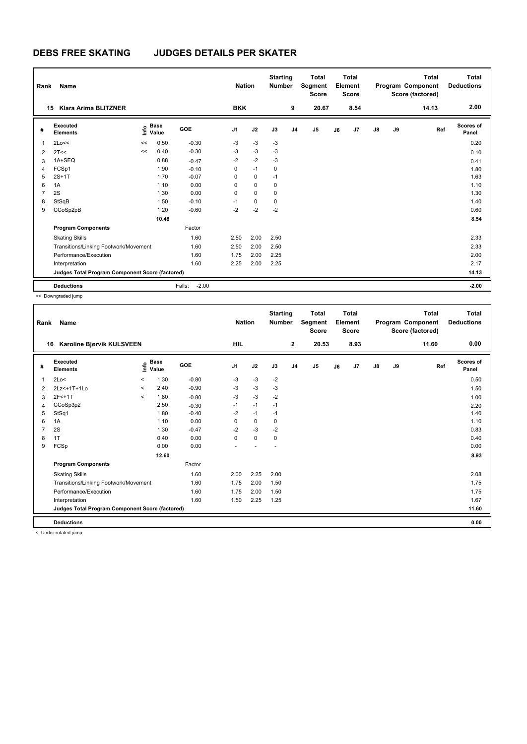# DEBS FREE SKATING JUDGES DETAILS PER SKATER

| Rank | Name | Nation | Starting Number | Total Segment Score | Total Element Score | Total Program Component Score (factored) | Total Deductions |
|---|---|---|---|---|---|---|---|
| 15 | Klara Arima BLITZNER | BKK | 9 | 20.67 | 8.54 | 14.13 | 2.00 |

| # | Executed Elements | Info | Base Value | GOE | J1 | J2 | J3 | J4 | J5 | J6 | J7 | J8 | J9 | Ref | Scores of Panel |
|---|---|---|---|---|---|---|---|---|---|---|---|---|---|---|---|
| 1 | 2Lo<< | << | 0.50 | -0.30 | -3 | -3 | -3 | | | | | | | | 0.20 |
| 2 | 2T<< | << | 0.40 | -0.30 | -3 | -3 | -3 | | | | | | | | 0.10 |
| 3 | 1A+SEQ | | 0.88 | -0.47 | -2 | -2 | -3 | | | | | | | | 0.41 |
| 4 | FCSp1 | | 1.90 | -0.10 | 0 | -1 | 0 | | | | | | | | 1.80 |
| 5 | 2S+1T | | 1.70 | -0.07 | 0 | 0 | -1 | | | | | | | | 1.63 |
| 6 | 1A | | 1.10 | 0.00 | 0 | 0 | 0 | | | | | | | | 1.10 |
| 7 | 2S | | 1.30 | 0.00 | 0 | 0 | 0 | | | | | | | | 1.30 |
| 8 | StSqB | | 1.50 | -0.10 | -1 | 0 | 0 | | | | | | | | 1.40 |
| 9 | CCoSp2pB | | 1.20 | -0.60 | -2 | -2 | -2 | | | | | | | | 0.60 |
| | | | 10.48 | | | | | | | | | | | | 8.54 |
| | **Program Components** | | | Factor | | | | | | | | | | | |
| | Skating Skills | | | 1.60 | 2.50 | 2.00 | 2.50 | | | | | | | | 2.33 |
| | Transitions/Linking Footwork/Movement | | | 1.60 | 2.50 | 2.00 | 2.50 | | | | | | | | 2.33 |
| | Performance/Execution | | | 1.60 | 1.75 | 2.00 | 2.25 | | | | | | | | 2.00 |
| | Interpretation | | | 1.60 | 2.25 | 2.00 | 2.25 | | | | | | | | 2.17 |
| | **Judges Total Program Component Score (factored)** | | | | | | | | | | | | | | 14.13 |
| | **Deductions** | | | Falls: -2.00 | | | | | | | | | | | -2.00 |

<< Downgraded jump

| Rank | Name | Nation | Starting Number | Total Segment Score | Total Element Score | Total Program Component Score (factored) | Total Deductions |
|---|---|---|---|---|---|---|---|
| 16 | Karoline Bjørvik KULSVEEN | HIL | 2 | 20.53 | 8.93 | 11.60 | 0.00 |

| # | Executed Elements | Info | Base Value | GOE | J1 | J2 | J3 | J4 | J5 | J6 | J7 | J8 | J9 | Ref | Scores of Panel |
|---|---|---|---|---|---|---|---|---|---|---|---|---|---|---|---|
| 1 | 2Lo< | < | 1.30 | -0.80 | -3 | -3 | -2 | | | | | | | | 0.50 |
| 2 | 2Lz<+1T+1Lo | < | 2.40 | -0.90 | -3 | -3 | -3 | | | | | | | | 1.50 |
| 3 | 2F<+1T | < | 1.80 | -0.80 | -3 | -3 | -2 | | | | | | | | 1.00 |
| 4 | CCoSp3p2 | | 2.50 | -0.30 | -1 | -1 | -1 | | | | | | | | 2.20 |
| 5 | StSq1 | | 1.80 | -0.40 | -2 | -1 | -1 | | | | | | | | 1.40 |
| 6 | 1A | | 1.10 | 0.00 | 0 | 0 | 0 | | | | | | | | 1.10 |
| 7 | 2S | | 1.30 | -0.47 | -2 | -3 | -2 | | | | | | | | 0.83 |
| 8 | 1T | | 0.40 | 0.00 | 0 | 0 | 0 | | | | | | | | 0.40 |
| 9 | FCSp | | 0.00 | 0.00 | - | - | - | | | | | | | | 0.00 |
| | | | 12.60 | | | | | | | | | | | | 8.93 |
| | **Program Components** | | | Factor | | | | | | | | | | | |
| | Skating Skills | | | 1.60 | 2.00 | 2.25 | 2.00 | | | | | | | | 2.08 |
| | Transitions/Linking Footwork/Movement | | | 1.60 | 1.75 | 2.00 | 1.50 | | | | | | | | 1.75 |
| | Performance/Execution | | | 1.60 | 1.75 | 2.00 | 1.50 | | | | | | | | 1.75 |
| | Interpretation | | | 1.60 | 1.50 | 2.25 | 1.25 | | | | | | | | 1.67 |
| | **Judges Total Program Component Score (factored)** | | | | | | | | | | | | | | 11.60 |
| | **Deductions** | | | | | | | | | | | | | | 0.00 |

< Under-rotated jump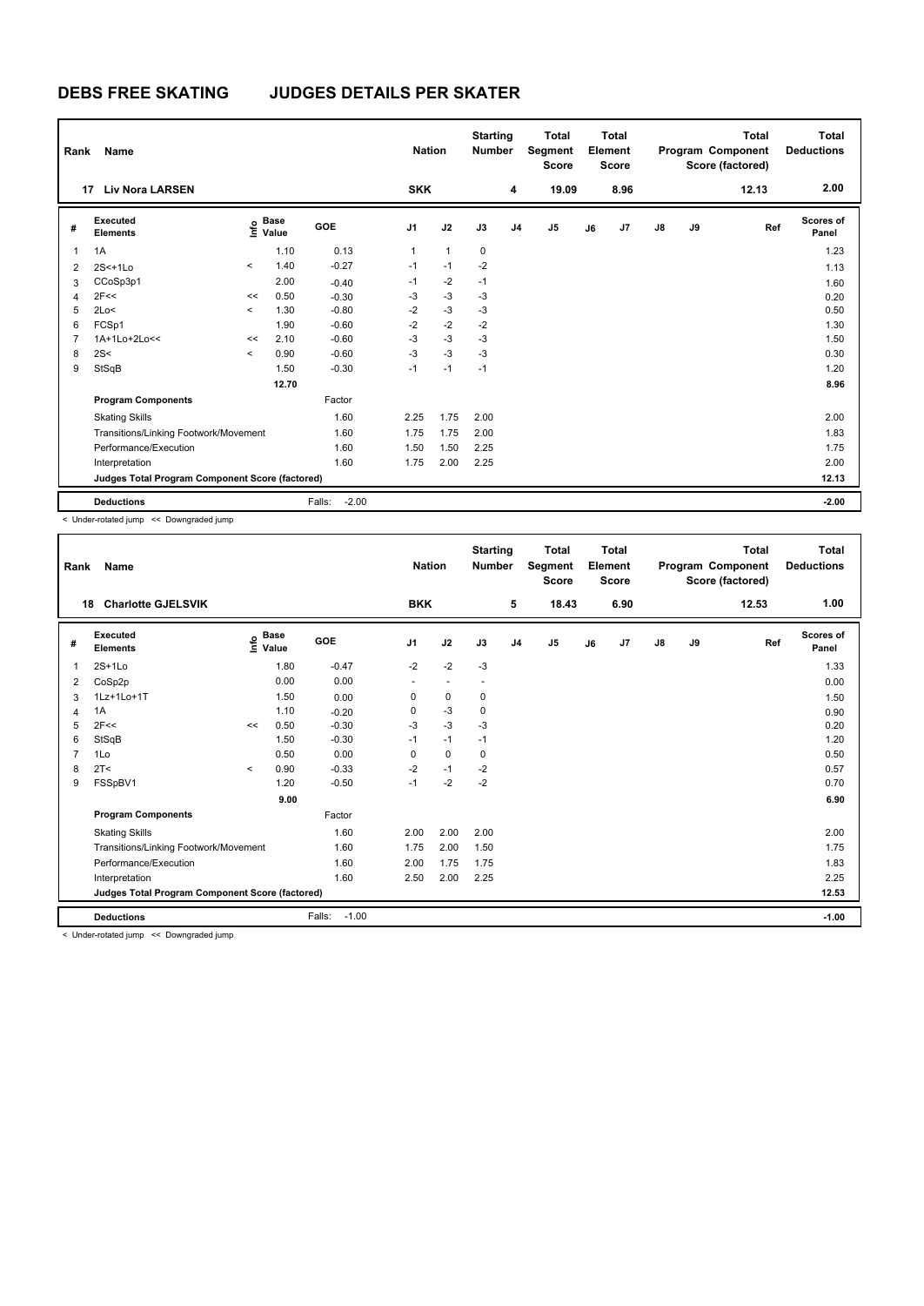# DEBS FREE SKATING JUDGES DETAILS PER SKATER

| Rank | Name | Nation | Starting Number | Total Segment Score | Total Element Score | Total Program Component Score (factored) | Total Deductions |
|---|---|---|---|---|---|---|---|
| 17 | Liv Nora LARSEN | SKK | 4 | 19.09 | 8.96 | 12.13 | 2.00 |

| # | Executed Elements | Info | Base Value | GOE | J1 | J2 | J3 | J4 | J5 | J6 | J7 | J8 | J9 | Ref | Scores of Panel |
|---|---|---|---|---|---|---|---|---|---|---|---|---|---|---|---|
| 1 | 1A | | 1.10 | 0.13 | 1 | 1 | 0 | | | | | | | | 1.23 |
| 2 | 2S<+1Lo | < | 1.40 | -0.27 | -1 | -1 | -2 | | | | | | | | 1.13 |
| 3 | CCoSp3p1 | | 2.00 | -0.40 | -1 | -2 | -1 | | | | | | | | 1.60 |
| 4 | 2F<< | << | 0.50 | -0.30 | -3 | -3 | -3 | | | | | | | | 0.20 |
| 5 | 2Lo< | < | 1.30 | -0.80 | -2 | -3 | -3 | | | | | | | | 0.50 |
| 6 | FCSp1 | | 1.90 | -0.60 | -2 | -2 | -2 | | | | | | | | 1.30 |
| 7 | 1A+1Lo+2Lo<< | << | 2.10 | -0.60 | -3 | -3 | -3 | | | | | | | | 1.50 |
| 8 | 2S< | < | 0.90 | -0.60 | -3 | -3 | -3 | | | | | | | | 0.30 |
| 9 | StSqB | | 1.50 | -0.30 | -1 | -1 | -1 | | | | | | | | 1.20 |
| | | | 12.70 | | | | | | | | | | | | 8.96 |
| | **Program Components** | | | Factor | | | | | | | | | | | |
| | Skating Skills | | | 1.60 | 2.25 | 1.75 | 2.00 | | | | | | | | 2.00 |
| | Transitions/Linking Footwork/Movement | | | 1.60 | 1.75 | 1.75 | 2.00 | | | | | | | | 1.83 |
| | Performance/Execution | | | 1.60 | 1.50 | 1.50 | 2.25 | | | | | | | | 1.75 |
| | Interpretation | | | 1.60 | 1.75 | 2.00 | 2.25 | | | | | | | | 2.00 |
| | **Judges Total Program Component Score (factored)** | | | | | | | | | | | | | | 12.13 |
| | **Deductions** | | | Falls: -2.00 | | | | | | | | | | | -2.00 |

< Under-rotated jump << Downgraded jump

| Rank | Name | Nation | Starting Number | Total Segment Score | Total Element Score | Total Program Component Score (factored) | Total Deductions |
|---|---|---|---|---|---|---|---|
| 18 | Charlotte GJELSVIK | BKK | 5 | 18.43 | 6.90 | 12.53 | 1.00 |

| # | Executed Elements | Info | Base Value | GOE | J1 | J2 | J3 | J4 | J5 | J6 | J7 | J8 | J9 | Ref | Scores of Panel |
|---|---|---|---|---|---|---|---|---|---|---|---|---|---|---|---|
| 1 | 2S+1Lo | | 1.80 | -0.47 | -2 | -2 | -3 | | | | | | | | 1.33 |
| 2 | CoSp2p | | 0.00 | 0.00 | - | - | - | | | | | | | | 0.00 |
| 3 | 1Lz+1Lo+1T | | 1.50 | 0.00 | 0 | 0 | 0 | | | | | | | | 1.50 |
| 4 | 1A | | 1.10 | -0.20 | 0 | -3 | 0 | | | | | | | | 0.90 |
| 5 | 2F<< | << | 0.50 | -0.30 | -3 | -3 | -3 | | | | | | | | 0.20 |
| 6 | StSqB | | 1.50 | -0.30 | -1 | -1 | -1 | | | | | | | | 1.20 |
| 7 | 1Lo | | 0.50 | 0.00 | 0 | 0 | 0 | | | | | | | | 0.50 |
| 8 | 2T< | < | 0.90 | -0.33 | -2 | -1 | -2 | | | | | | | | 0.57 |
| 9 | FSSpBV1 | | 1.20 | -0.50 | -1 | -2 | -2 | | | | | | | | 0.70 |
| | | | 9.00 | | | | | | | | | | | | 6.90 |
| | **Program Components** | | | Factor | | | | | | | | | | | |
| | Skating Skills | | | 1.60 | 2.00 | 2.00 | 2.00 | | | | | | | | 2.00 |
| | Transitions/Linking Footwork/Movement | | | 1.60 | 1.75 | 2.00 | 1.50 | | | | | | | | 1.75 |
| | Performance/Execution | | | 1.60 | 2.00 | 1.75 | 1.75 | | | | | | | | 1.83 |
| | Interpretation | | | 1.60 | 2.50 | 2.00 | 2.25 | | | | | | | | 2.25 |
| | **Judges Total Program Component Score (factored)** | | | | | | | | | | | | | | 12.53 |
| | **Deductions** | | | Falls: -1.00 | | | | | | | | | | | -1.00 |

< Under-rotated jump << Downgraded jump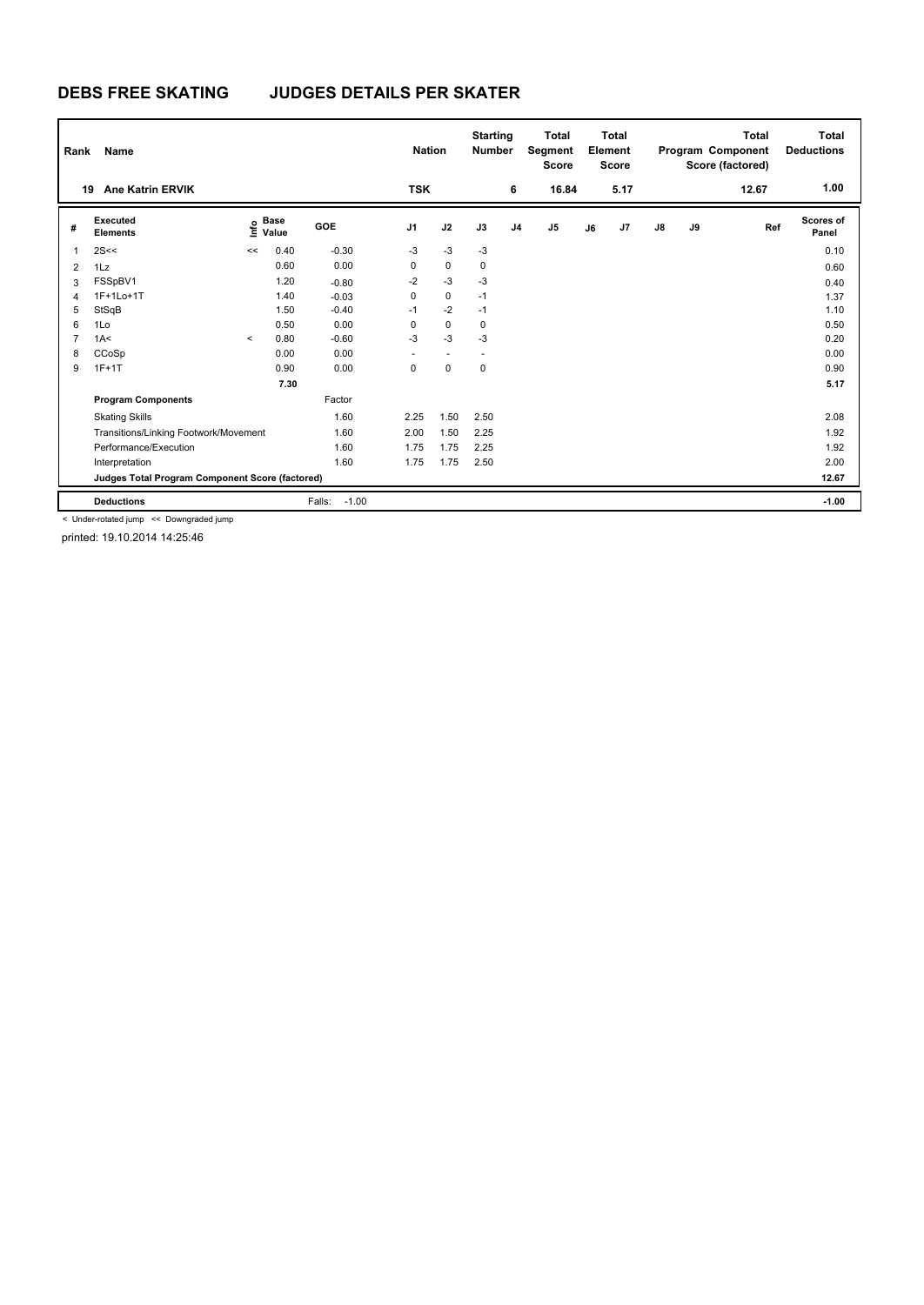# DEBS FREE SKATING JUDGES DETAILS PER SKATER

| Rank | Name | Nation | Starting Number | Total Segment Score | Total Element Score | Total Program Component Score (factored) | Total Deductions |
|---|---|---|---|---|---|---|---|
| 19 | Ane Katrin ERVIK | TSK | 6 | 16.84 | 5.17 | 12.67 | 1.00 |

| # | Executed Elements | Info | Base Value | GOE | J1 | J2 | J3 | J4 | J5 | J6 | J7 | J8 | J9 | Ref | Scores of Panel |
|---|---|---|---|---|---|---|---|---|---|---|---|---|---|---|---|
| 1 | 2S<< | << | 0.40 | -0.30 | -3 | -3 | -3 | | | | | | | | 0.10 |
| 2 | 1Lz | | 0.60 | 0.00 | 0 | 0 | 0 | | | | | | | | 0.60 |
| 3 | FSSpBV1 | | 1.20 | -0.80 | -2 | -3 | -3 | | | | | | | | 0.40 |
| 4 | 1F+1Lo+1T | | 1.40 | -0.03 | 0 | 0 | -1 | | | | | | | | 1.37 |
| 5 | StSqB | | 1.50 | -0.40 | -1 | -2 | -1 | | | | | | | | 1.10 |
| 6 | 1Lo | | 0.50 | 0.00 | 0 | 0 | 0 | | | | | | | | 0.50 |
| 7 | 1A< | < | 0.80 | -0.60 | -3 | -3 | -3 | | | | | | | | 0.20 |
| 8 | CCoSp | | 0.00 | 0.00 | - | - | - | | | | | | | | 0.00 |
| 9 | 1F+1T | | 0.90 | 0.00 | 0 | 0 | 0 | | | | | | | | 0.90 |
| | | | 7.30 | | | | | | | | | | | | 5.17 |
| | **Program Components** | | | Factor | | | | | | | | | | | |
| | Skating Skills | | | 1.60 | 2.25 | 1.50 | 2.50 | | | | | | | | 2.08 |
| | Transitions/Linking Footwork/Movement | | | 1.60 | 2.00 | 1.50 | 2.25 | | | | | | | | 1.92 |
| | Performance/Execution | | | 1.60 | 1.75 | 1.75 | 2.25 | | | | | | | | 1.92 |
| | Interpretation | | | 1.60 | 1.75 | 1.75 | 2.50 | | | | | | | | 2.00 |
| | **Judges Total Program Component Score (factored)** | | | | | | | | | | | | | | 12.67 |
| | **Deductions** | | | Falls: -1.00 | | | | | | | | | | | -1.00 |

< Under-rotated jump << Downgraded jump

printed: 19.10.2014 14:25:46